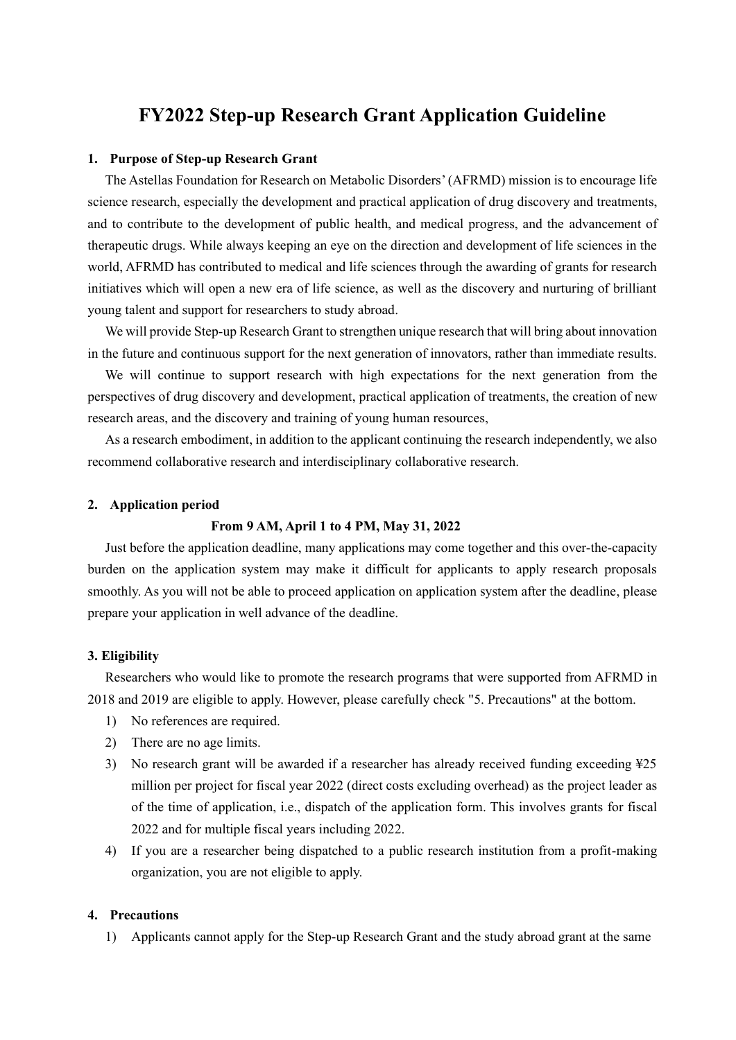# FY2022 Step-up Research Grant Application Guideline

## 1. Purpose of Step-up Research Grant

The Astellas Foundation for Research on Metabolic Disorders' (AFRMD) mission is to encourage life science research, especially the development and practical application of drug discovery and treatments, and to contribute to the development of public health, and medical progress, and the advancement of therapeutic drugs. While always keeping an eye on the direction and development of life sciences in the world, AFRMD has contributed to medical and life sciences through the awarding of grants for research initiatives which will open a new era of life science, as well as the discovery and nurturing of brilliant young talent and support for researchers to study abroad.

We will provide Step-up Research Grant to strengthen unique research that will bring about innovation in the future and continuous support for the next generation of innovators, rather than immediate results.

We will continue to support research with high expectations for the next generation from the perspectives of drug discovery and development, practical application of treatments, the creation of new research areas, and the discovery and training of young human resources,

As a research embodiment, in addition to the applicant continuing the research independently, we also recommend collaborative research and interdisciplinary collaborative research.

## 2. Application period

**From 9 AM, April 1 to 4 PM, May 31, 2022**

Just before the application deadline, many applications may come together and this over-the-capacity burden on the application system may make it difficult for applicants to apply research proposals smoothly. As you will not be able to proceed application on application system after the deadline, please prepare your application in well advance of the deadline.

## 3. Eligibility

Researchers who would like to promote the research programs that were supported from AFRMD in 2018 and 2019 are eligible to apply. However, please carefully check "5. Precautions" at the bottom.

1) No references are required.
2) There are no age limits.
3) No research grant will be awarded if a researcher has already received funding exceeding ¥25 million per project for fiscal year 2022 (direct costs excluding overhead) as the project leader as of the time of application, i.e., dispatch of the application form. This involves grants for fiscal 2022 and for multiple fiscal years including 2022.
4) If you are a researcher being dispatched to a public research institution from a profit-making organization, you are not eligible to apply.

## 4. Precautions

1) Applicants cannot apply for the Step-up Research Grant and the study abroad grant at the same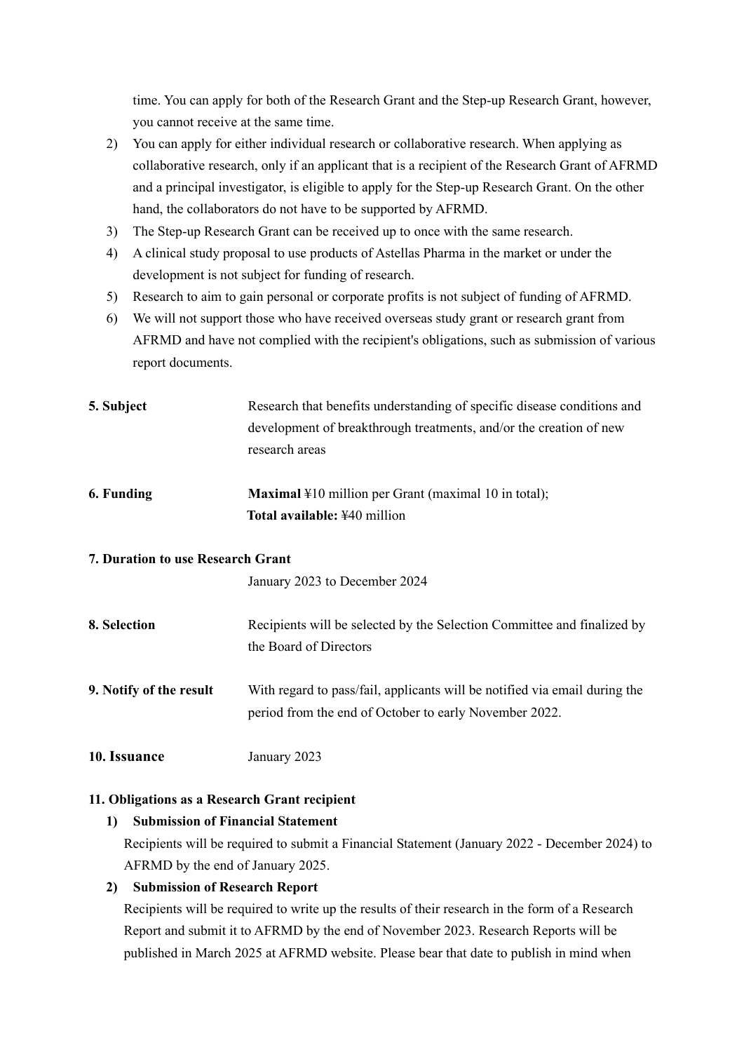time. You can apply for both of the Research Grant and the Step-up Research Grant, however, you cannot receive at the same time.

2) You can apply for either individual research or collaborative research. When applying as collaborative research, only if an applicant that is a recipient of the Research Grant of AFRMD and a principal investigator, is eligible to apply for the Step-up Research Grant. On the other hand, the collaborators do not have to be supported by AFRMD.
3) The Step-up Research Grant can be received up to once with the same research.
4) A clinical study proposal to use products of Astellas Pharma in the market or under the development is not subject for funding of research.
5) Research to aim to gain personal or corporate profits is not subject of funding of AFRMD.
6) We will not support those who have received overseas study grant or research grant from AFRMD and have not complied with the recipient's obligations, such as submission of various report documents.

**5. Subject**

Research that benefits understanding of specific disease conditions and development of breakthrough treatments, and/or the creation of new research areas

**6. Funding**

**Maximal** ¥10 million per Grant (maximal 10 in total);
**Total available:** ¥40 million

**7. Duration to use Research Grant**

January 2023 to December 2024

**8. Selection**

Recipients will be selected by the Selection Committee and finalized by the Board of Directors

**9. Notify of the result**

With regard to pass/fail, applicants will be notified via email during the period from the end of October to early November 2022.

**10. Issuance**

January 2023

**11. Obligations as a Research Grant recipient**

1) **Submission of Financial Statement**

Recipients will be required to submit a Financial Statement (January 2022 - December 2024) to AFRMD by the end of January 2025.

2) **Submission of Research Report**

Recipients will be required to write up the results of their research in the form of a Research Report and submit it to AFRMD by the end of November 2023. Research Reports will be published in March 2025 at AFRMD website. Please bear that date to publish in mind when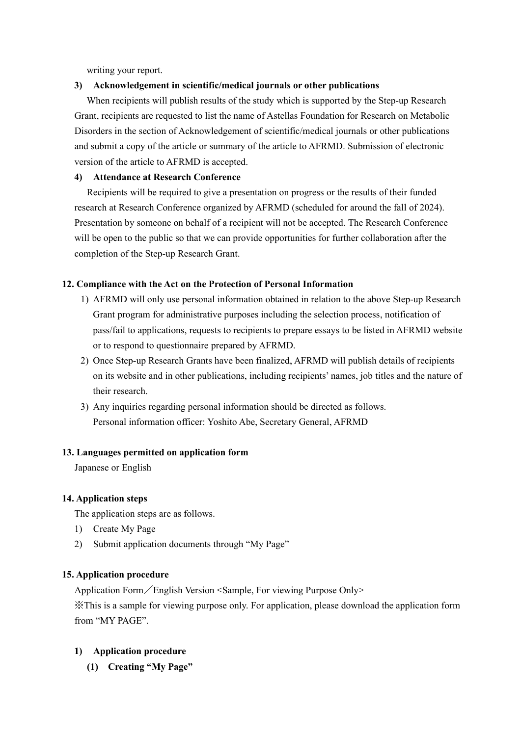writing your report.

**3) Acknowledgement in scientific/medical journals or other publications**

When recipients will publish results of the study which is supported by the Step-up Research Grant, recipients are requested to list the name of Astellas Foundation for Research on Metabolic Disorders in the section of Acknowledgement of scientific/medical journals or other publications and submit a copy of the article or summary of the article to AFRMD. Submission of electronic version of the article to AFRMD is accepted.

**4) Attendance at Research Conference**

Recipients will be required to give a presentation on progress or the results of their funded research at Research Conference organized by AFRMD (scheduled for around the fall of 2024). Presentation by someone on behalf of a recipient will not be accepted. The Research Conference will be open to the public so that we can provide opportunities for further collaboration after the completion of the Step-up Research Grant.

**12. Compliance with the Act on the Protection of Personal Information**

1) AFRMD will only use personal information obtained in relation to the above Step-up Research Grant program for administrative purposes including the selection process, notification of pass/fail to applications, requests to recipients to prepare essays to be listed in AFRMD website or to respond to questionnaire prepared by AFRMD.
2) Once Step-up Research Grants have been finalized, AFRMD will publish details of recipients on its website and in other publications, including recipients' names, job titles and the nature of their research.
3) Any inquiries regarding personal information should be directed as follows.
   Personal information officer: Yoshito Abe, Secretary General, AFRMD

**13. Languages permitted on application form**

Japanese or English

**14. Application steps**

The application steps are as follows.

1) Create My Page
2) Submit application documents through "My Page"

**15. Application procedure**

Application Form／English Version <Sample, For viewing Purpose Only>

※This is a sample for viewing purpose only. For application, please download the application form from "MY PAGE".

**1) Application procedure**

**(1) Creating "My Page"**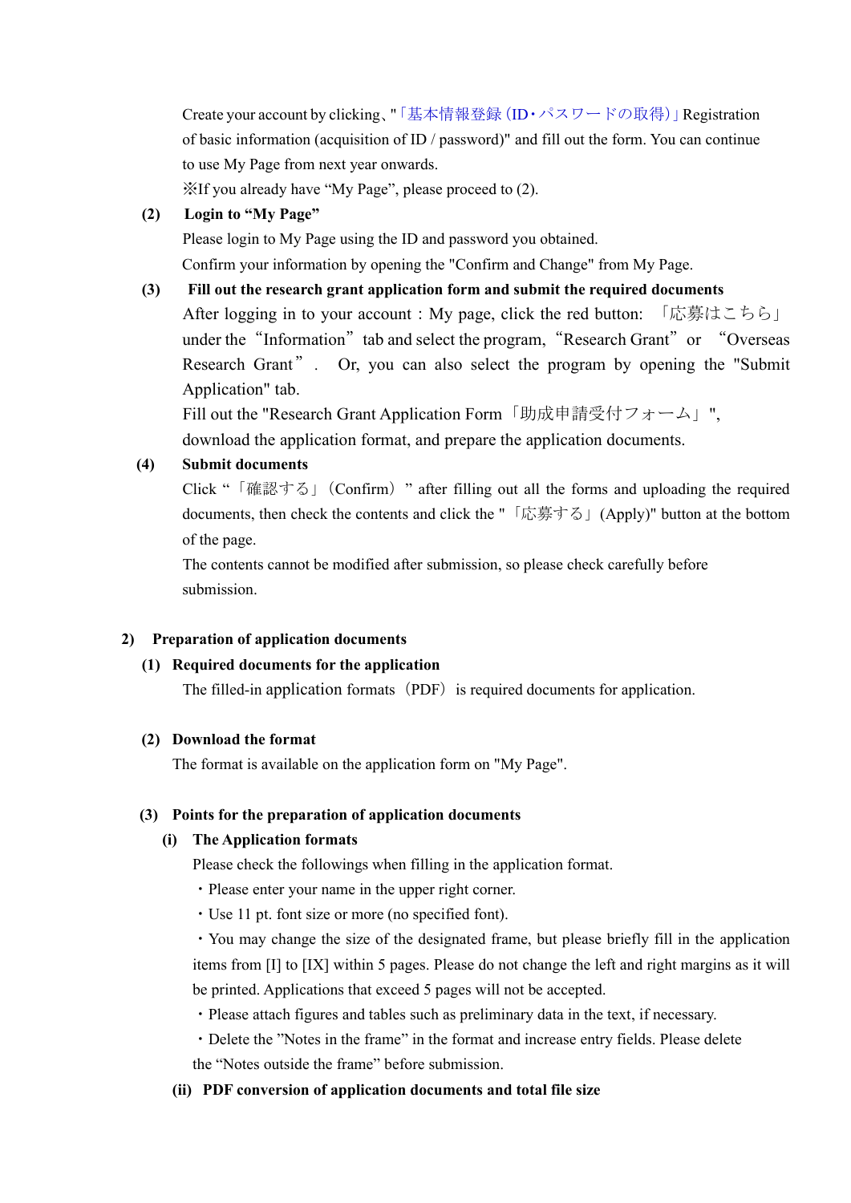Create your account by clicking、"「基本情報登録（ID・パスワードの取得）」Registration of basic information (acquisition of ID / password)" and fill out the form. You can continue to use My Page from next year onwards.

※If you already have “My Page”, please proceed to (2).

**(2) Login to “My Page”**

Please login to My Page using the ID and password you obtained.

Confirm your information by opening the "Confirm and Change" from My Page.

**(3) Fill out the research grant application form and submit the required documents**

After logging in to your account : My page, click the red button: 「応募はこちら」 under the “Information” tab and select the program, “Research Grant” or “Overseas Research Grant”. Or, you can also select the program by opening the "Submit Application" tab.

Fill out the "Research Grant Application Form「助成申請受付フォーム」", download the application format, and prepare the application documents.

**(4) Submit documents**

Click “「確認する」（Confirm）” after filling out all the forms and uploading the required documents, then check the contents and click the "「応募する」(Apply)" button at the bottom of the page.

The contents cannot be modified after submission, so please check carefully before submission.

## 2) Preparation of application documents

**(1) Required documents for the application**

The filled-in application formats（PDF）is required documents for application.

**(2) Download the format**

The format is available on the application form on "My Page".

**(3) Points for the preparation of application documents**

**(i) The Application formats**

Please check the followings when filling in the application format.

・Please enter your name in the upper right corner.

・Use 11 pt. font size or more (no specified font).

・You may change the size of the designated frame, but please briefly fill in the application items from [I] to [IX] within 5 pages. Please do not change the left and right margins as it will be printed. Applications that exceed 5 pages will not be accepted.

・Please attach figures and tables such as preliminary data in the text, if necessary.

・Delete the ”Notes in the frame” in the format and increase entry fields. Please delete the “Notes outside the frame” before submission.

**(ii) PDF conversion of application documents and total file size**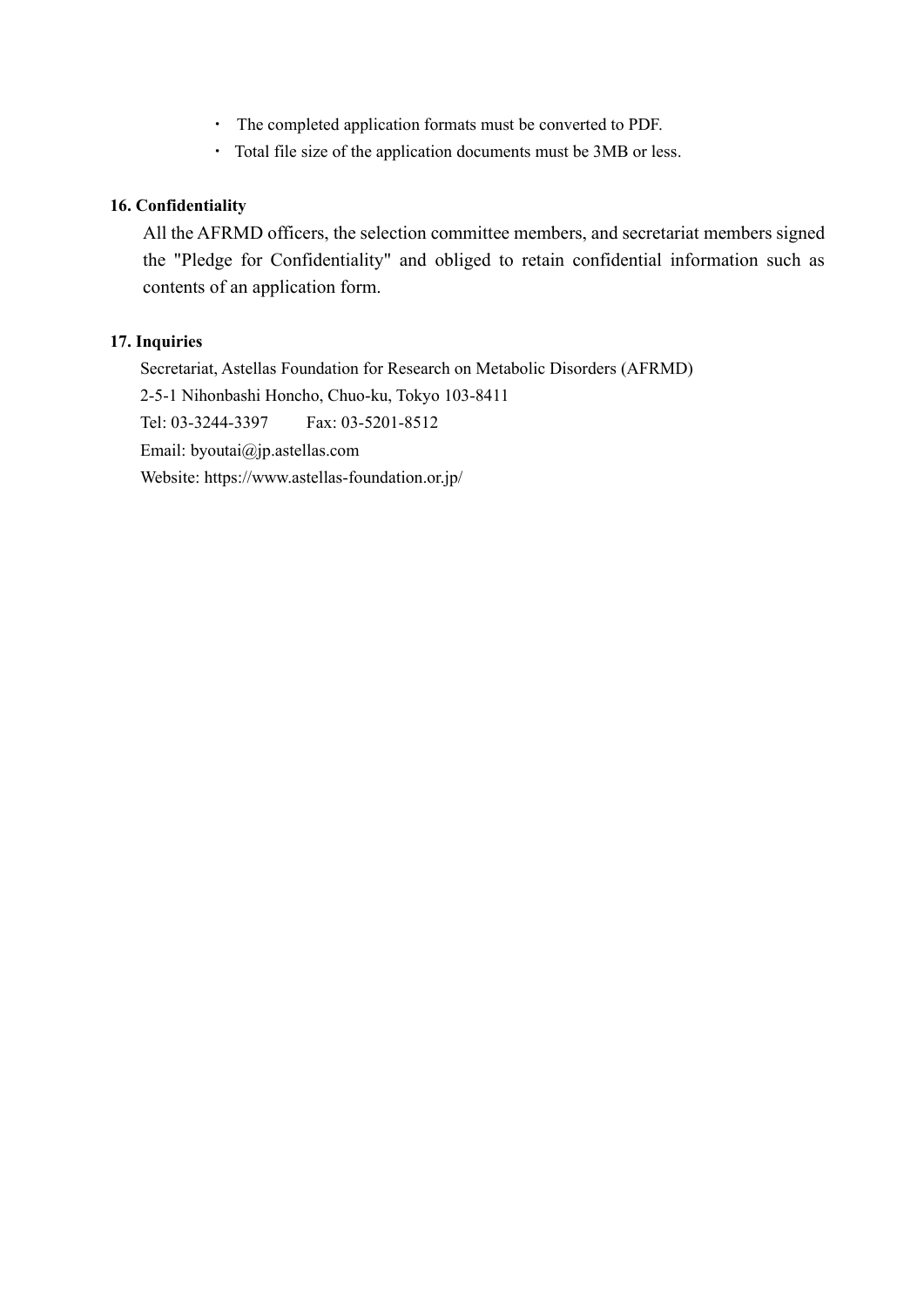- The completed application formats must be converted to PDF.
- Total file size of the application documents must be 3MB or less.

## 16. Confidentiality

All the AFRMD officers, the selection committee members, and secretariat members signed the "Pledge for Confidentiality" and obliged to retain confidential information such as contents of an application form.

## 17. Inquiries

Secretariat, Astellas Foundation for Research on Metabolic Disorders (AFRMD)
2-5-1 Nihonbashi Honcho, Chuo-ku, Tokyo 103-8411
Tel: 03-3244-3397 Fax: 03-5201-8512
Email: byoutai@jp.astellas.com
Website: https://www.astellas-foundation.or.jp/